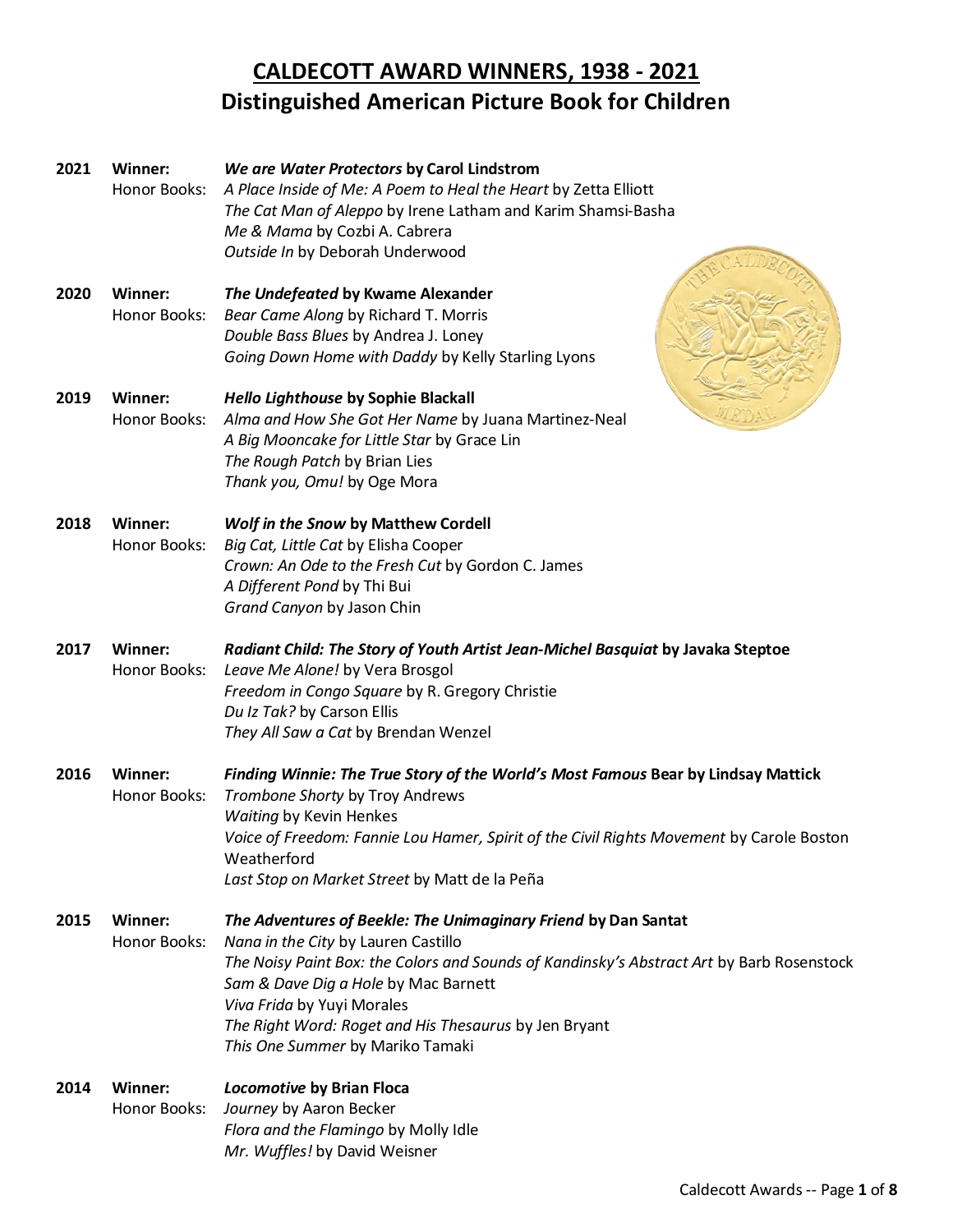# CALDECOTT AWARD WINNERS, 1938 - 2021
## Distinguished American Picture Book for Children

**2021** Winner: ***We are Water Protectors* by Carol Lindstrom**
Honor Books:
- *A Place Inside of Me: A Poem to Heal the Heart* by Zetta Elliott
- *The Cat Man of Aleppo* by Irene Latham and Karim Shamsi-Basha
- *Me & Mama* by Cozbi A. Cabrera
- *Outside In* by Deborah Underwood

**2020** Winner: ***The Undefeated* by Kwame Alexander**
Honor Books:
- *Bear Came Along* by Richard T. Morris
- *Double Bass Blues* by Andrea J. Loney
- *Going Down Home with Daddy* by Kelly Starling Lyons

**2019** Winner: ***Hello Lighthouse* by Sophie Blackall**
Honor Books:
- *Alma and How She Got Her Name* by Juana Martinez-Neal
- *A Big Mooncake for Little Star* by Grace Lin
- *The Rough Patch* by Brian Lies
- *Thank you, Omu!* by Oge Mora

**2018** Winner: ***Wolf in the Snow* by Matthew Cordell**
Honor Books:
- *Big Cat, Little Cat* by Elisha Cooper
- *Crown: An Ode to the Fresh Cut* by Gordon C. James
- *A Different Pond* by Thi Bui
- *Grand Canyon* by Jason Chin

**2017** Winner: ***Radiant Child: The Story of Youth Artist Jean-Michel Basquiat* by Javaka Steptoe**
Honor Books:
- *Leave Me Alone!* by Vera Brosgol
- *Freedom in Congo Square* by R. Gregory Christie
- *Du Iz Tak?* by Carson Ellis
- *They All Saw a Cat* by Brendan Wenzel

**2016** Winner: ***Finding Winnie: The True Story of the World's Most Famous* Bear by Lindsay Mattick**
Honor Books:
- *Trombone Shorty* by Troy Andrews
- *Waiting* by Kevin Henkes
- *Voice of Freedom: Fannie Lou Hamer, Spirit of the Civil Rights Movement* by Carole Boston Weatherford
- *Last Stop on Market Street* by Matt de la Peña

**2015** Winner: ***The Adventures of Beekle: The Unimaginary Friend* by Dan Santat**
Honor Books:
- *Nana in the City* by Lauren Castillo
- *The Noisy Paint Box: the Colors and Sounds of Kandinsky's Abstract Art* by Barb Rosenstock
- *Sam & Dave Dig a Hole* by Mac Barnett
- *Viva Frida* by Yuyi Morales
- *The Right Word: Roget and His Thesaurus* by Jen Bryant
- *This One Summer* by Mariko Tamaki

**2014** Winner: ***Locomotive* by Brian Floca**
Honor Books:
- *Journey* by Aaron Becker
- *Flora and the Flamingo* by Molly Idle
- *Mr. Wuffles!* by David Weisner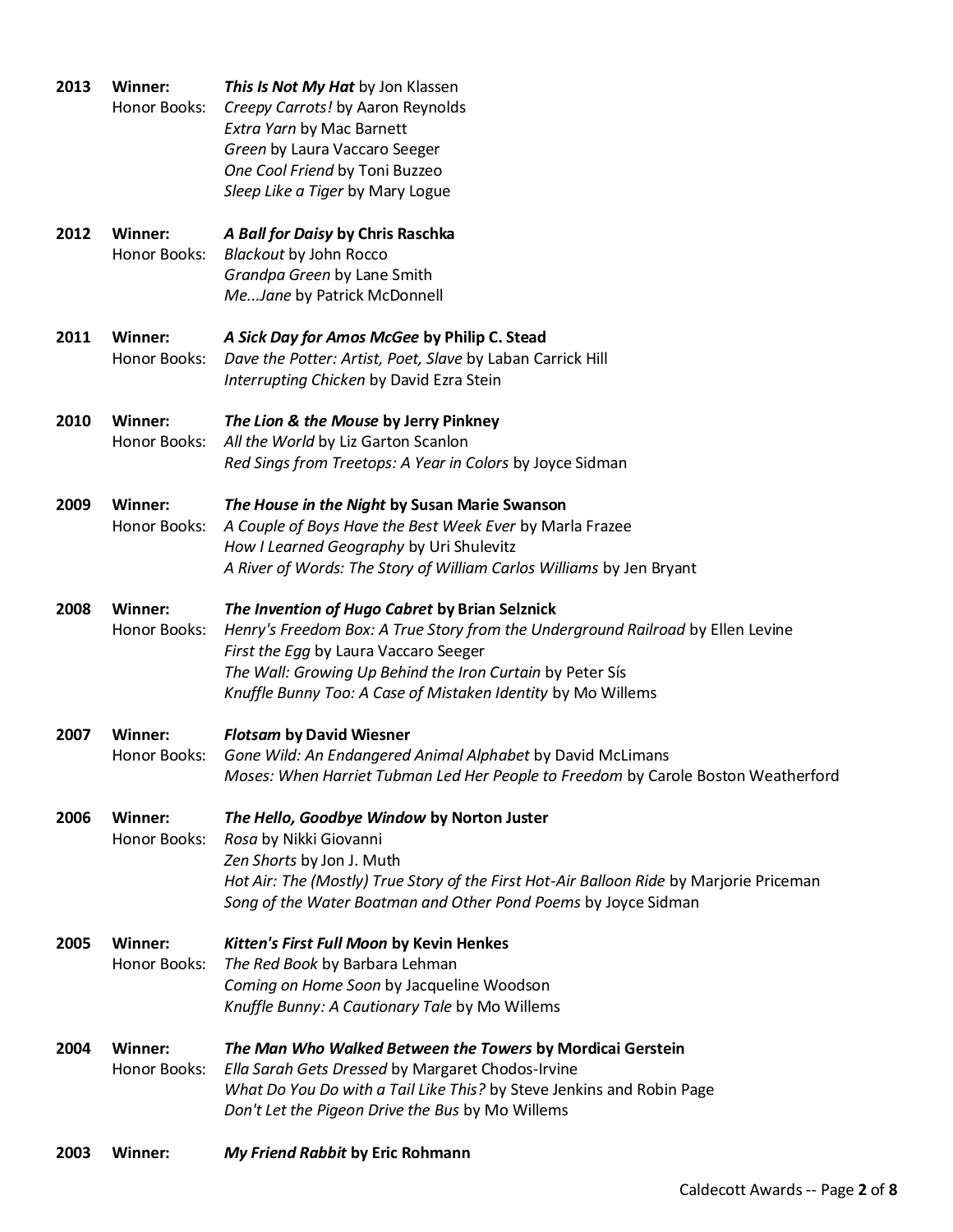**2013** **Winner:** ***This Is Not My Hat*** by Jon Klassen
Honor Books: *Creepy Carrots!* by Aaron Reynolds
*Extra Yarn* by Mac Barnett
*Green* by Laura Vaccaro Seeger
*One Cool Friend* by Toni Buzzeo
*Sleep Like a Tiger* by Mary Logue

**2012** **Winner:** ***A Ball for Daisy* by Chris Raschka**
Honor Books: *Blackout* by John Rocco
*Grandpa Green* by Lane Smith
*Me...Jane* by Patrick McDonnell

**2011** **Winner:** ***A Sick Day for Amos McGee* by Philip C. Stead**
Honor Books: *Dave the Potter: Artist, Poet, Slave* by Laban Carrick Hill
*Interrupting Chicken* by David Ezra Stein

**2010** **Winner:** ***The Lion & the Mouse* by Jerry Pinkney**
Honor Books: *All the World* by Liz Garton Scanlon
*Red Sings from Treetops: A Year in Colors* by Joyce Sidman

**2009** **Winner:** ***The House in the Night* by Susan Marie Swanson**
Honor Books: *A Couple of Boys Have the Best Week Ever* by Marla Frazee
*How I Learned Geography* by Uri Shulevitz
*A River of Words: The Story of William Carlos Williams* by Jen Bryant

**2008** **Winner:** ***The Invention of Hugo Cabret* by Brian Selznick**
Honor Books: *Henry's Freedom Box: A True Story from the Underground Railroad* by Ellen Levine
*First the Egg* by Laura Vaccaro Seeger
*The Wall: Growing Up Behind the Iron Curtain* by Peter Sís
*Knuffle Bunny Too: A Case of Mistaken Identity* by Mo Willems

**2007** **Winner:** ***Flotsam* by David Wiesner**
Honor Books: *Gone Wild: An Endangered Animal Alphabet* by David McLimans
*Moses: When Harriet Tubman Led Her People to Freedom* by Carole Boston Weatherford

**2006** **Winner:** ***The Hello, Goodbye Window* by Norton Juster**
Honor Books: *Rosa* by Nikki Giovanni
*Zen Shorts* by Jon J. Muth
*Hot Air: The (Mostly) True Story of the First Hot-Air Balloon Ride* by Marjorie Priceman
*Song of the Water Boatman and Other Pond Poems* by Joyce Sidman

**2005** **Winner:** ***Kitten's First Full Moon* by Kevin Henkes**
Honor Books: *The Red Book* by Barbara Lehman
*Coming on Home Soon* by Jacqueline Woodson
*Knuffle Bunny: A Cautionary Tale* by Mo Willems

**2004** **Winner:** ***The Man Who Walked Between the Towers* by Mordicai Gerstein**
Honor Books: *Ella Sarah Gets Dressed* by Margaret Chodos-Irvine
*What Do You Do with a Tail Like This?* by Steve Jenkins and Robin Page
*Don't Let the Pigeon Drive the Bus* by Mo Willems

**2003** **Winner:** ***My Friend Rabbit* by Eric Rohmann**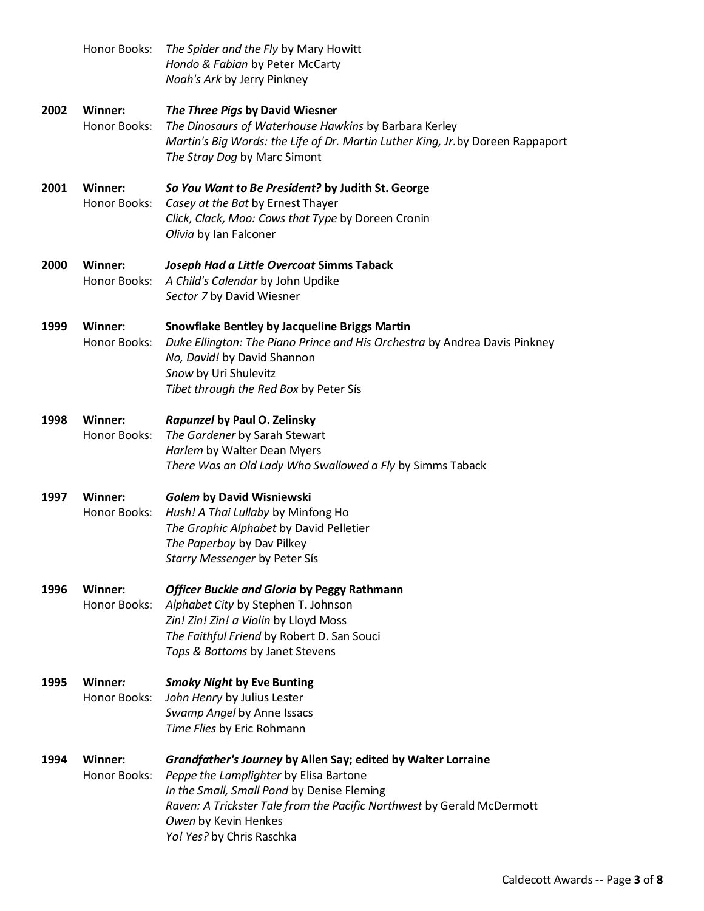| | | |
|---|---|---|
| | Honor Books: | *The Spider and the Fly* by Mary Howitt<br>*Hondo & Fabian* by Peter McCarty<br>*Noah's Ark* by Jerry Pinkney |
| **2002** | **Winner:** | ***The Three Pigs* by David Wiesner** |
| | Honor Books: | *The Dinosaurs of Waterhouse Hawkins* by Barbara Kerley<br>*Martin's Big Words: the Life of Dr. Martin Luther King, Jr.* by Doreen Rappaport<br>*The Stray Dog* by Marc Simont |
| **2001** | **Winner:** | ***So You Want to Be President?* by Judith St. George** |
| | Honor Books: | *Casey at the Bat* by Ernest Thayer<br>*Click, Clack, Moo: Cows that Type* by Doreen Cronin<br>*Olivia* by Ian Falconer |
| **2000** | **Winner:** | ***Joseph Had a Little Overcoat* Simms Taback** |
| | Honor Books: | *A Child's Calendar* by John Updike<br>*Sector 7* by David Wiesner |
| **1999** | **Winner:** | **Snowflake Bentley by Jacqueline Briggs Martin** |
| | Honor Books: | *Duke Ellington: The Piano Prince and His Orchestra* by Andrea Davis Pinkney<br>*No, David!* by David Shannon<br>*Snow* by Uri Shulevitz<br>*Tibet through the Red Box* by Peter Sís |
| **1998** | **Winner:** | ***Rapunzel* by Paul O. Zelinsky** |
| | Honor Books: | *The Gardener* by Sarah Stewart<br>*Harlem* by Walter Dean Myers<br>*There Was an Old Lady Who Swallowed a Fly* by Simms Taback |
| **1997** | **Winner:** | ***Golem* by David Wisniewski** |
| | Honor Books: | *Hush! A Thai Lullaby* by Minfong Ho<br>*The Graphic Alphabet* by David Pelletier<br>*The Paperboy* by Dav Pilkey<br>*Starry Messenger* by Peter Sís |
| **1996** | **Winner:** | ***Officer Buckle and Gloria* by Peggy Rathmann** |
| | Honor Books: | *Alphabet City* by Stephen T. Johnson<br>*Zin! Zin! Zin! a Violin* by Lloyd Moss<br>*The Faithful Friend* by Robert D. San Souci<br>*Tops & Bottoms* by Janet Stevens |
| **1995** | **Winner:** | ***Smoky Night* by Eve Bunting** |
| | Honor Books: | *John Henry* by Julius Lester<br>*Swamp Angel* by Anne Issacs<br>*Time Flies* by Eric Rohmann |
| **1994** | **Winner:** | ***Grandfather's Journey* by Allen Say; edited by Walter Lorraine** |
| | Honor Books: | *Peppe the Lamplighter* by Elisa Bartone<br>*In the Small, Small Pond* by Denise Fleming<br>*Raven: A Trickster Tale from the Pacific Northwest* by Gerald McDermott<br>*Owen* by Kevin Henkes<br>*Yo! Yes?* by Chris Raschka |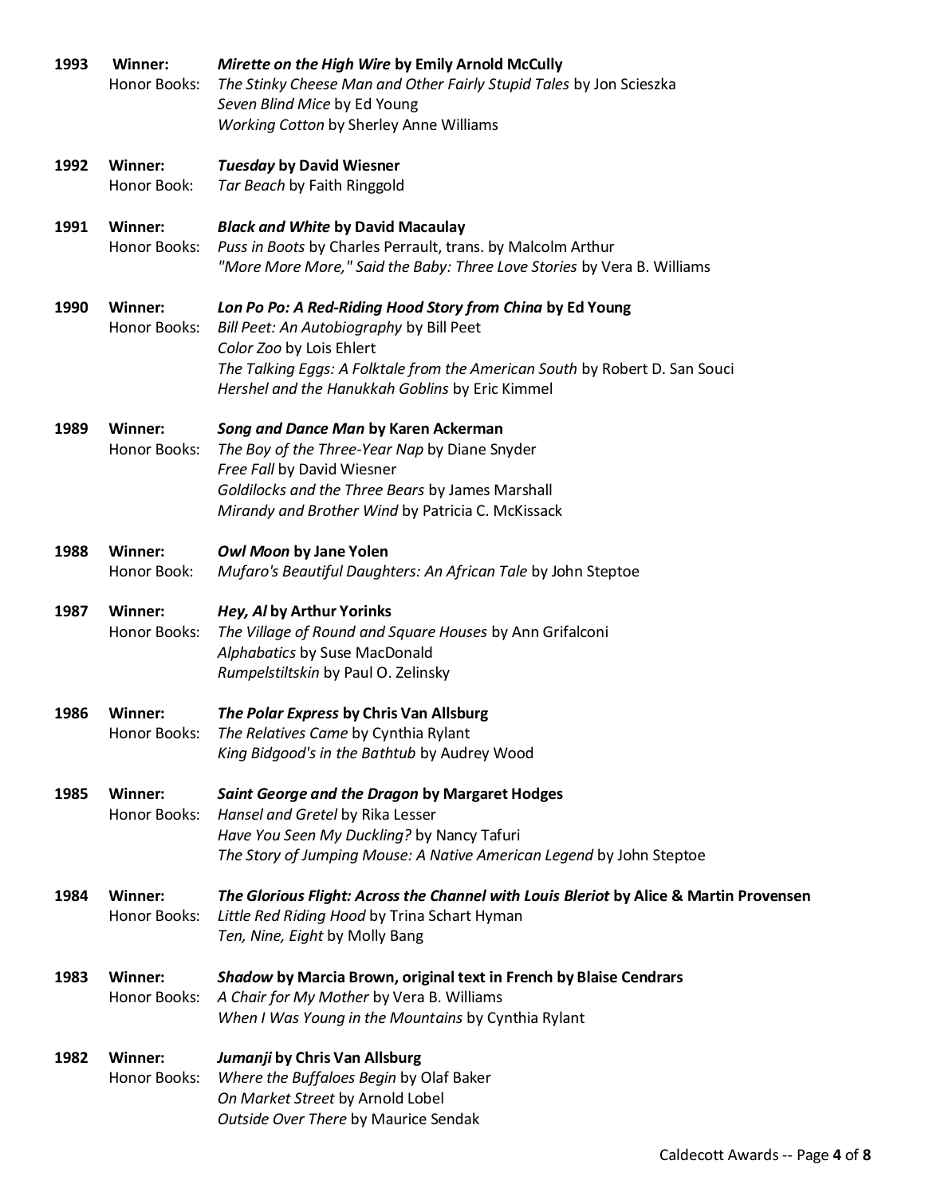**1993** **Winner:** ***Mirette on the High Wire* by Emily Arnold McCully**
Honor Books: *The Stinky Cheese Man and Other Fairly Stupid Tales* by Jon Scieszka
*Seven Blind Mice* by Ed Young
*Working Cotton* by Sherley Anne Williams

**1992** **Winner:** ***Tuesday* by David Wiesner**
Honor Book: *Tar Beach* by Faith Ringgold

**1991** **Winner:** ***Black and White* by David Macaulay**
Honor Books: *Puss in Boots* by Charles Perrault, trans. by Malcolm Arthur
*"More More More," Said the Baby: Three Love Stories* by Vera B. Williams

**1990** **Winner:** ***Lon Po Po: A Red-Riding Hood Story from China* by Ed Young**
Honor Books: *Bill Peet: An Autobiography* by Bill Peet
*Color Zoo* by Lois Ehlert
*The Talking Eggs: A Folktale from the American South* by Robert D. San Souci
*Hershel and the Hanukkah Goblins* by Eric Kimmel

**1989** **Winner:** ***Song and Dance Man* by Karen Ackerman**
Honor Books: *The Boy of the Three-Year Nap* by Diane Snyder
*Free Fall* by David Wiesner
*Goldilocks and the Three Bears* by James Marshall
*Mirandy and Brother Wind* by Patricia C. McKissack

**1988** **Winner:** ***Owl Moon* by Jane Yolen**
Honor Book: *Mufaro's Beautiful Daughters: An African Tale* by John Steptoe

**1987** **Winner:** ***Hey, Al* by Arthur Yorinks**
Honor Books: *The Village of Round and Square Houses* by Ann Grifalconi
*Alphabatics* by Suse MacDonald
*Rumpelstiltskin* by Paul O. Zelinsky

**1986** **Winner:** ***The Polar Express* by Chris Van Allsburg**
Honor Books: *The Relatives Came* by Cynthia Rylant
*King Bidgood's in the Bathtub* by Audrey Wood

**1985** **Winner:** ***Saint George and the Dragon* by Margaret Hodges**
Honor Books: *Hansel and Gretel* by Rika Lesser
*Have You Seen My Duckling?* by Nancy Tafuri
*The Story of Jumping Mouse: A Native American Legend* by John Steptoe

**1984** **Winner:** ***The Glorious Flight: Across the Channel with Louis Bleriot* by Alice & Martin Provensen**
Honor Books: *Little Red Riding Hood* by Trina Schart Hyman
*Ten, Nine, Eight* by Molly Bang

**1983** **Winner:** ***Shadow* by Marcia Brown, original text in French by Blaise Cendrars**
Honor Books: *A Chair for My Mother* by Vera B. Williams
*When I Was Young in the Mountains* by Cynthia Rylant

**1982** **Winner:** ***Jumanji* by Chris Van Allsburg**
Honor Books: *Where the Buffaloes Begin* by Olaf Baker
*On Market Street* by Arnold Lobel
*Outside Over There* by Maurice Sendak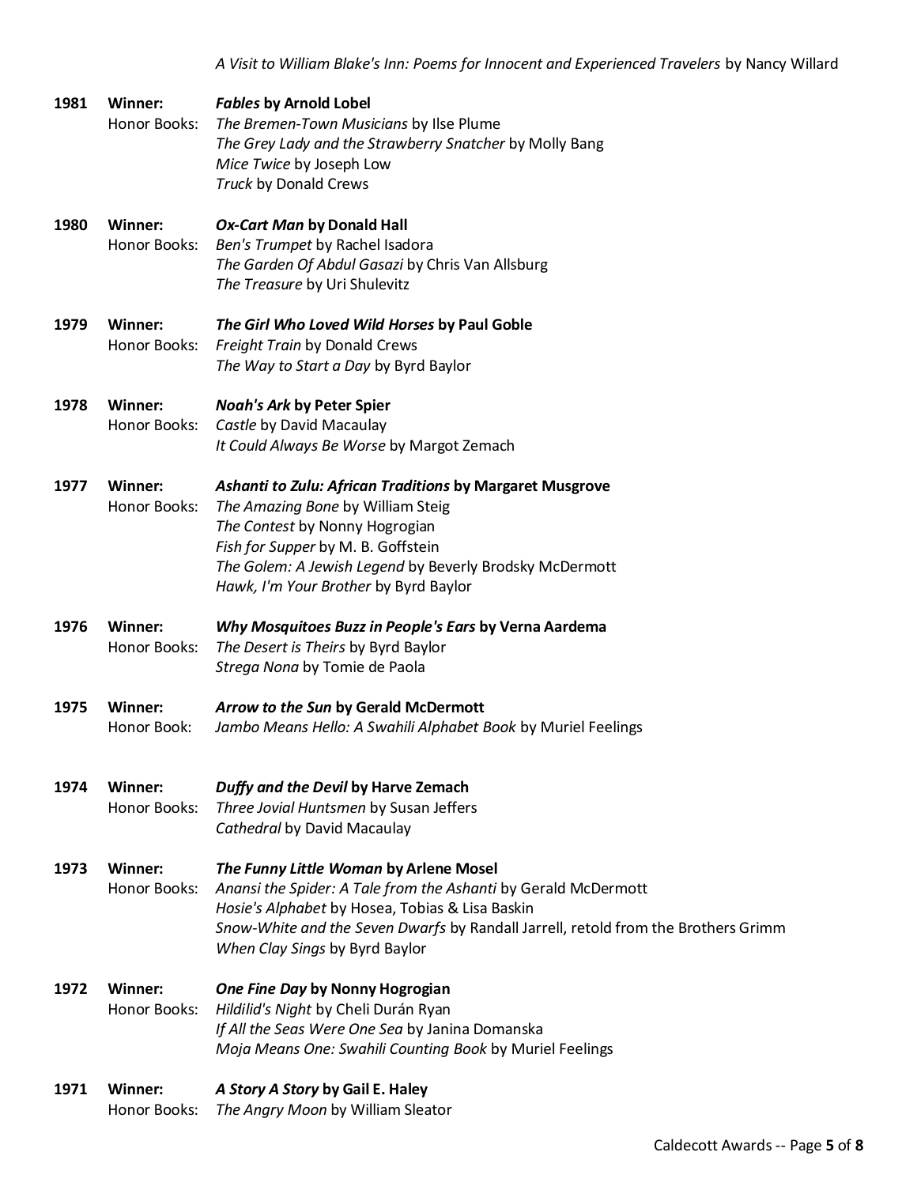*A Visit to William Blake's Inn: Poems for Innocent and Experienced Travelers* by Nancy Willard

**1981** **Winner:** ***Fables* by Arnold Lobel**
Honor Books:
*The Bremen-Town Musicians* by Ilse Plume
*The Grey Lady and the Strawberry Snatcher* by Molly Bang
*Mice Twice* by Joseph Low
*Truck* by Donald Crews

**1980** **Winner:** ***Ox-Cart Man* by Donald Hall**
Honor Books:
*Ben's Trumpet* by Rachel Isadora
*The Garden Of Abdul Gasazi* by Chris Van Allsburg
*The Treasure* by Uri Shulevitz

**1979** **Winner:** ***The Girl Who Loved Wild Horses* by Paul Goble**
Honor Books:
*Freight Train* by Donald Crews
*The Way to Start a Day* by Byrd Baylor

**1978** **Winner:** ***Noah's Ark* by Peter Spier**
Honor Books:
*Castle* by David Macaulay
*It Could Always Be Worse* by Margot Zemach

**1977** **Winner:** ***Ashanti to Zulu: African Traditions* by Margaret Musgrove**
Honor Books:
*The Amazing Bone* by William Steig
*The Contest* by Nonny Hogrogian
*Fish for Supper* by M. B. Goffstein
*The Golem: A Jewish Legend* by Beverly Brodsky McDermott
*Hawk, I'm Your Brother* by Byrd Baylor

**1976** **Winner:** ***Why Mosquitoes Buzz in People's Ears* by Verna Aardema**
Honor Books:
*The Desert is Theirs* by Byrd Baylor
*Strega Nona* by Tomie de Paola

**1975** **Winner:** ***Arrow to the Sun* by Gerald McDermott**
Honor Book:
*Jambo Means Hello: A Swahili Alphabet Book* by Muriel Feelings

**1974** **Winner:** ***Duffy and the Devil* by Harve Zemach**
Honor Books:
*Three Jovial Huntsmen* by Susan Jeffers
*Cathedral* by David Macaulay

**1973** **Winner:** ***The Funny Little Woman* by Arlene Mosel**
Honor Books:
*Anansi the Spider: A Tale from the Ashanti* by Gerald McDermott
*Hosie's Alphabet* by Hosea, Tobias & Lisa Baskin
*Snow-White and the Seven Dwarfs* by Randall Jarrell, retold from the Brothers Grimm
*When Clay Sings* by Byrd Baylor

**1972** **Winner:** ***One Fine Day* by Nonny Hogrogian**
Honor Books:
*Hildilid's Night* by Cheli Durán Ryan
*If All the Seas Were One Sea* by Janina Domanska
*Moja Means One: Swahili Counting Book* by Muriel Feelings

**1971** **Winner:** ***A Story A Story* by Gail E. Haley**
Honor Books:
*The Angry Moon* by William Sleator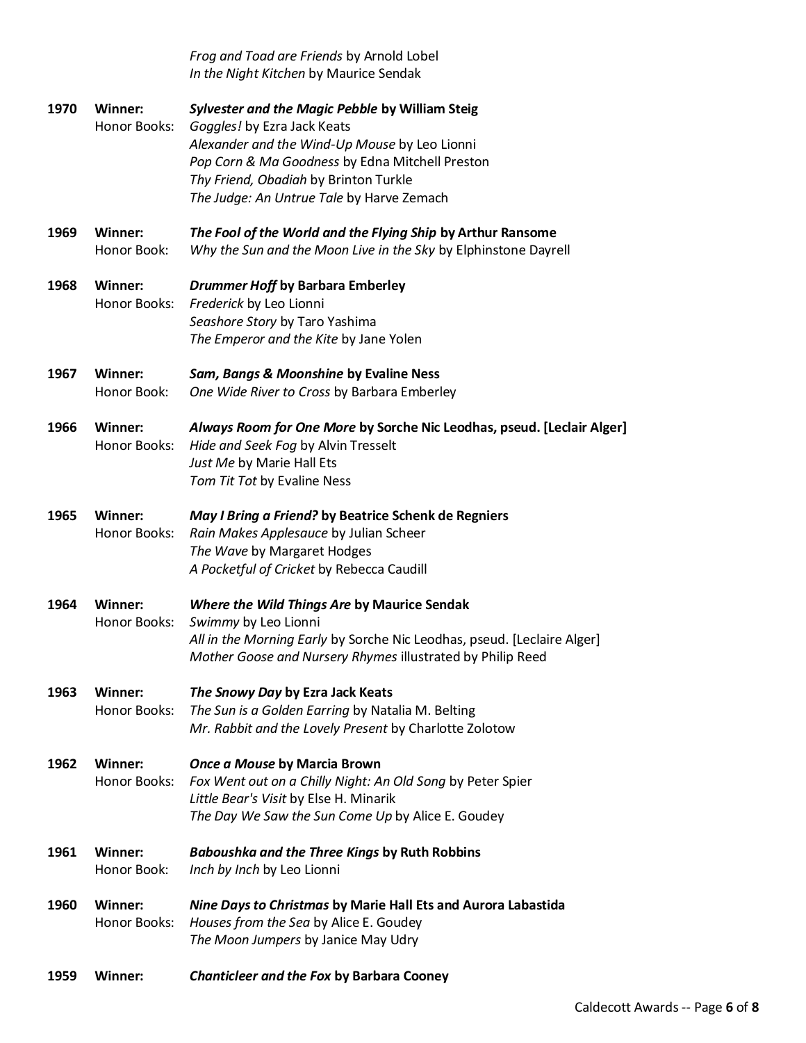*Frog and Toad are Friends* by Arnold Lobel
*In the Night Kitchen* by Maurice Sendak

**1970** **Winner:** ***Sylvester and the Magic Pebble* by William Steig**
Honor Books:
*Goggles!* by Ezra Jack Keats
*Alexander and the Wind-Up Mouse* by Leo Lionni
*Pop Corn & Ma Goodness* by Edna Mitchell Preston
*Thy Friend, Obadiah* by Brinton Turkle
*The Judge: An Untrue Tale* by Harve Zemach

**1969** **Winner:** ***The Fool of the World and the Flying Ship* by Arthur Ransome**
Honor Book:
*Why the Sun and the Moon Live in the Sky* by Elphinstone Dayrell

**1968** **Winner:** ***Drummer Hoff* by Barbara Emberley**
Honor Books:
*Frederick* by Leo Lionni
*Seashore Story* by Taro Yashima
*The Emperor and the Kite* by Jane Yolen

**1967** **Winner:** ***Sam, Bangs & Moonshine* by Evaline Ness**
Honor Book:
*One Wide River to Cross* by Barbara Emberley

**1966** **Winner:** ***Always Room for One More* by Sorche Nic Leodhas, pseud. [Leclair Alger]**
Honor Books:
*Hide and Seek Fog* by Alvin Tresselt
*Just Me* by Marie Hall Ets
*Tom Tit Tot* by Evaline Ness

**1965** **Winner:** ***May I Bring a Friend?* by Beatrice Schenk de Regniers**
Honor Books:
*Rain Makes Applesauce* by Julian Scheer
*The Wave* by Margaret Hodges
*A Pocketful of Cricket* by Rebecca Caudill

**1964** **Winner:** ***Where the Wild Things Are* by Maurice Sendak**
Honor Books:
*Swimmy* by Leo Lionni
*All in the Morning Early* by Sorche Nic Leodhas, pseud. [Leclaire Alger]
*Mother Goose and Nursery Rhymes* illustrated by Philip Reed

**1963** **Winner:** ***The Snowy Day* by Ezra Jack Keats**
Honor Books:
*The Sun is a Golden Earring* by Natalia M. Belting
*Mr. Rabbit and the Lovely Present* by Charlotte Zolotow

**1962** **Winner:** ***Once a Mouse* by Marcia Brown**
Honor Books:
*Fox Went out on a Chilly Night: An Old Song* by Peter Spier
*Little Bear's Visit* by Else H. Minarik
*The Day We Saw the Sun Come Up* by Alice E. Goudey

**1961** **Winner:** ***Baboushka and the Three Kings* by Ruth Robbins**
Honor Book:
*Inch by Inch* by Leo Lionni

**1960** **Winner:** ***Nine Days to Christmas* by Marie Hall Ets and Aurora Labastida**
Honor Books:
*Houses from the Sea* by Alice E. Goudey
*The Moon Jumpers* by Janice May Udry

**1959** **Winner:** ***Chanticleer and the Fox* by Barbara Cooney**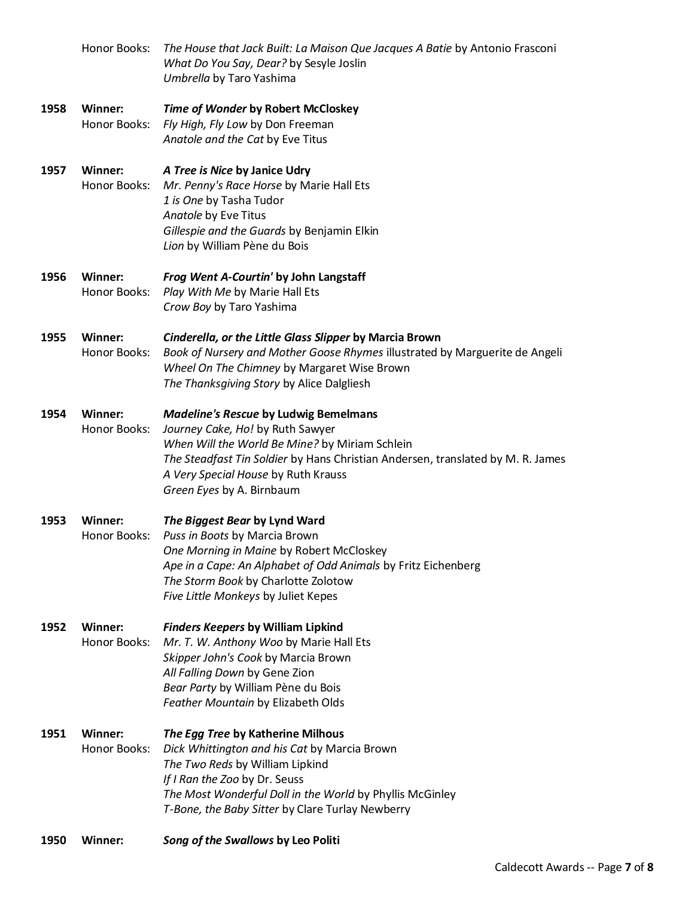Honor Books: *The House that Jack Built: La Maison Que Jacques A Batie* by Antonio Frasconi
*What Do You Say, Dear?* by Sesyle Joslin
*Umbrella* by Taro Yashima

**1958 Winner:** ***Time of Wonder* by Robert McCloskey**
Honor Books: *Fly High, Fly Low* by Don Freeman
*Anatole and the Cat* by Eve Titus

**1957 Winner:** ***A Tree is Nice* by Janice Udry**
Honor Books: *Mr. Penny's Race Horse* by Marie Hall Ets
*1 is One* by Tasha Tudor
*Anatole* by Eve Titus
*Gillespie and the Guards* by Benjamin Elkin
*Lion* by William Pène du Bois

**1956 Winner:** ***Frog Went A-Courtin'* by John Langstaff**
Honor Books: *Play With Me* by Marie Hall Ets
*Crow Boy* by Taro Yashima

**1955 Winner:** ***Cinderella, or the Little Glass Slipper* by Marcia Brown**
Honor Books: *Book of Nursery and Mother Goose Rhymes* illustrated by Marguerite de Angeli
*Wheel On The Chimney* by Margaret Wise Brown
*The Thanksgiving Story* by Alice Dalgliesh

**1954 Winner:** ***Madeline's Rescue* by Ludwig Bemelmans**
Honor Books: *Journey Cake, Ho!* by Ruth Sawyer
*When Will the World Be Mine?* by Miriam Schlein
*The Steadfast Tin Soldier* by Hans Christian Andersen, translated by M. R. James
*A Very Special House* by Ruth Krauss
*Green Eyes* by A. Birnbaum

**1953 Winner:** ***The Biggest Bear* by Lynd Ward**
Honor Books: *Puss in Boots* by Marcia Brown
*One Morning in Maine* by Robert McCloskey
*Ape in a Cape: An Alphabet of Odd Animals* by Fritz Eichenberg
*The Storm Book* by Charlotte Zolotow
*Five Little Monkeys* by Juliet Kepes

**1952 Winner:** ***Finders Keepers* by William Lipkind**
Honor Books: *Mr. T. W. Anthony Woo* by Marie Hall Ets
*Skipper John's Cook* by Marcia Brown
*All Falling Down* by Gene Zion
*Bear Party* by William Pène du Bois
*Feather Mountain* by Elizabeth Olds

**1951 Winner:** ***The Egg Tree* by Katherine Milhous**
Honor Books: *Dick Whittington and his Cat* by Marcia Brown
*The Two Reds* by William Lipkind
*If I Ran the Zoo* by Dr. Seuss
*The Most Wonderful Doll in the World* by Phyllis McGinley
*T-Bone, the Baby Sitter* by Clare Turlay Newberry

**1950 Winner:** ***Song of the Swallows* by Leo Politi**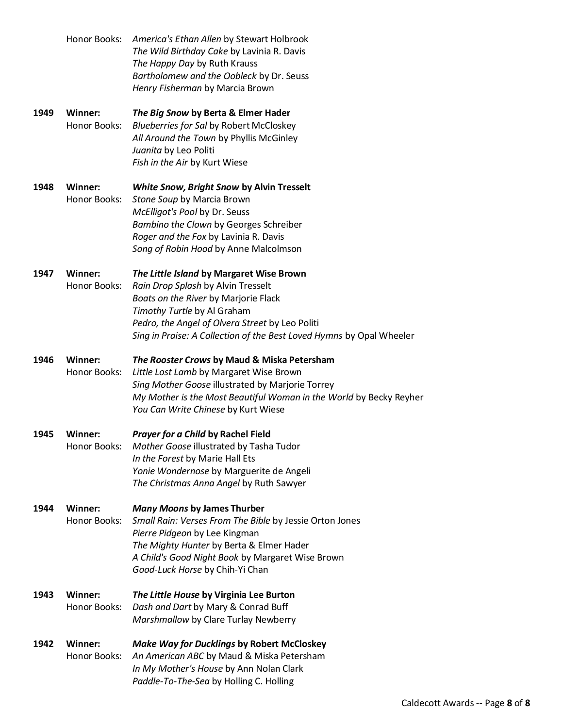Honor Books: *America's Ethan Allen* by Stewart Holbrook
*The Wild Birthday Cake* by Lavinia R. Davis
*The Happy Day* by Ruth Krauss
*Bartholomew and the Oobleck* by Dr. Seuss
*Henry Fisherman* by Marcia Brown

**1949** **Winner:** ***The Big Snow* by Berta & Elmer Hader**
Honor Books: *Blueberries for Sal* by Robert McCloskey
*All Around the Town* by Phyllis McGinley
*Juanita* by Leo Politi
*Fish in the Air* by Kurt Wiese

**1948** **Winner:** ***White Snow, Bright Snow* by Alvin Tresselt**
Honor Books: *Stone Soup* by Marcia Brown
*McElligot's Pool* by Dr. Seuss
*Bambino the Clown* by Georges Schreiber
*Roger and the Fox* by Lavinia R. Davis
*Song of Robin Hood* by Anne Malcolmson

**1947** **Winner:** ***The Little Island* by Margaret Wise Brown**
Honor Books: *Rain Drop Splash* by Alvin Tresselt
*Boats on the River* by Marjorie Flack
*Timothy Turtle* by Al Graham
*Pedro, the Angel of Olvera Street* by Leo Politi
*Sing in Praise: A Collection of the Best Loved Hymns* by Opal Wheeler

**1946** **Winner:** ***The Rooster Crows* by Maud & Miska Petersham**
Honor Books: *Little Lost Lamb* by Margaret Wise Brown
*Sing Mother Goose* illustrated by Marjorie Torrey
*My Mother is the Most Beautiful Woman in the World* by Becky Reyher
*You Can Write Chinese* by Kurt Wiese

**1945** **Winner:** ***Prayer for a Child* by Rachel Field**
Honor Books: *Mother Goose* illustrated by Tasha Tudor
*In the Forest* by Marie Hall Ets
*Yonie Wondernose* by Marguerite de Angeli
*The Christmas Anna Angel* by Ruth Sawyer

**1944** **Winner:** ***Many Moons* by James Thurber**
Honor Books: *Small Rain: Verses From The Bible* by Jessie Orton Jones
*Pierre Pidgeon* by Lee Kingman
*The Mighty Hunter* by Berta & Elmer Hader
*A Child's Good Night Book* by Margaret Wise Brown
*Good-Luck Horse* by Chih-Yi Chan

**1943** **Winner:** ***The Little House* by Virginia Lee Burton**
Honor Books: *Dash and Dart* by Mary & Conrad Buff
*Marshmallow* by Clare Turlay Newberry

**1942** **Winner:** ***Make Way for Ducklings* by Robert McCloskey**
Honor Books: *An American ABC* by Maud & Miska Petersham
*In My Mother's House* by Ann Nolan Clark
*Paddle-To-The-Sea* by Holling C. Holling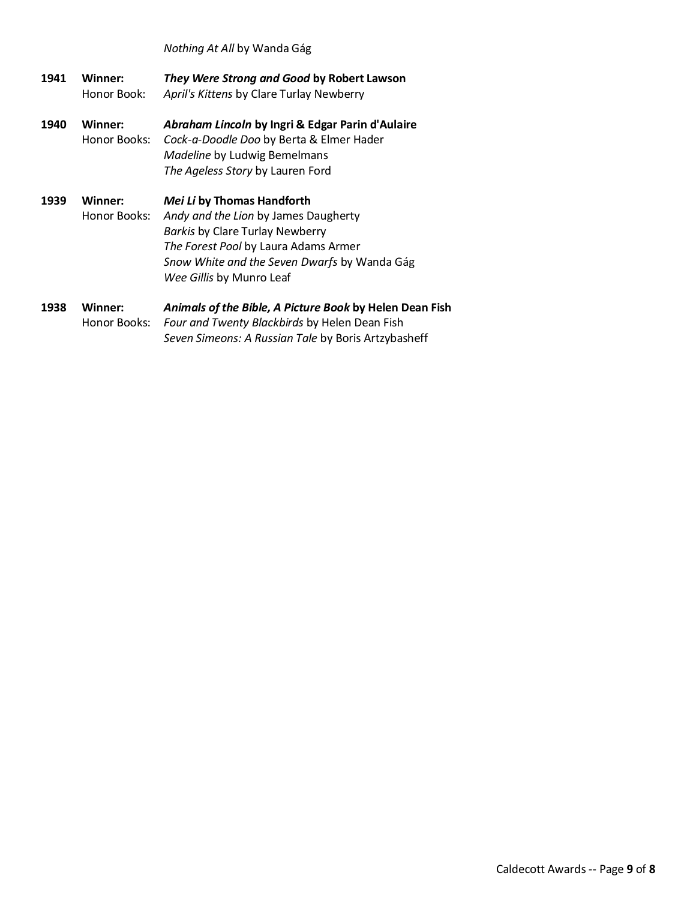*Nothing At All* by Wanda Gág

**1941** **Winner:** ***They Were Strong and Good* by Robert Lawson**
Honor Book: *April's Kittens* by Clare Turlay Newberry

**1940** **Winner:** ***Abraham Lincoln* by Ingri & Edgar Parin d'Aulaire**
Honor Books: *Cock-a-Doodle Doo* by Berta & Elmer Hader
*Madeline* by Ludwig Bemelmans
*The Ageless Story* by Lauren Ford

**1939** **Winner:** ***Mei Li* by Thomas Handforth**
Honor Books: *Andy and the Lion* by James Daugherty
*Barkis* by Clare Turlay Newberry
*The Forest Pool* by Laura Adams Armer
*Snow White and the Seven Dwarfs* by Wanda Gág
*Wee Gillis* by Munro Leaf

**1938** **Winner:** ***Animals of the Bible, A Picture Book* by Helen Dean Fish**
Honor Books: *Four and Twenty Blackbirds* by Helen Dean Fish
*Seven Simeons: A Russian Tale* by Boris Artzybasheff